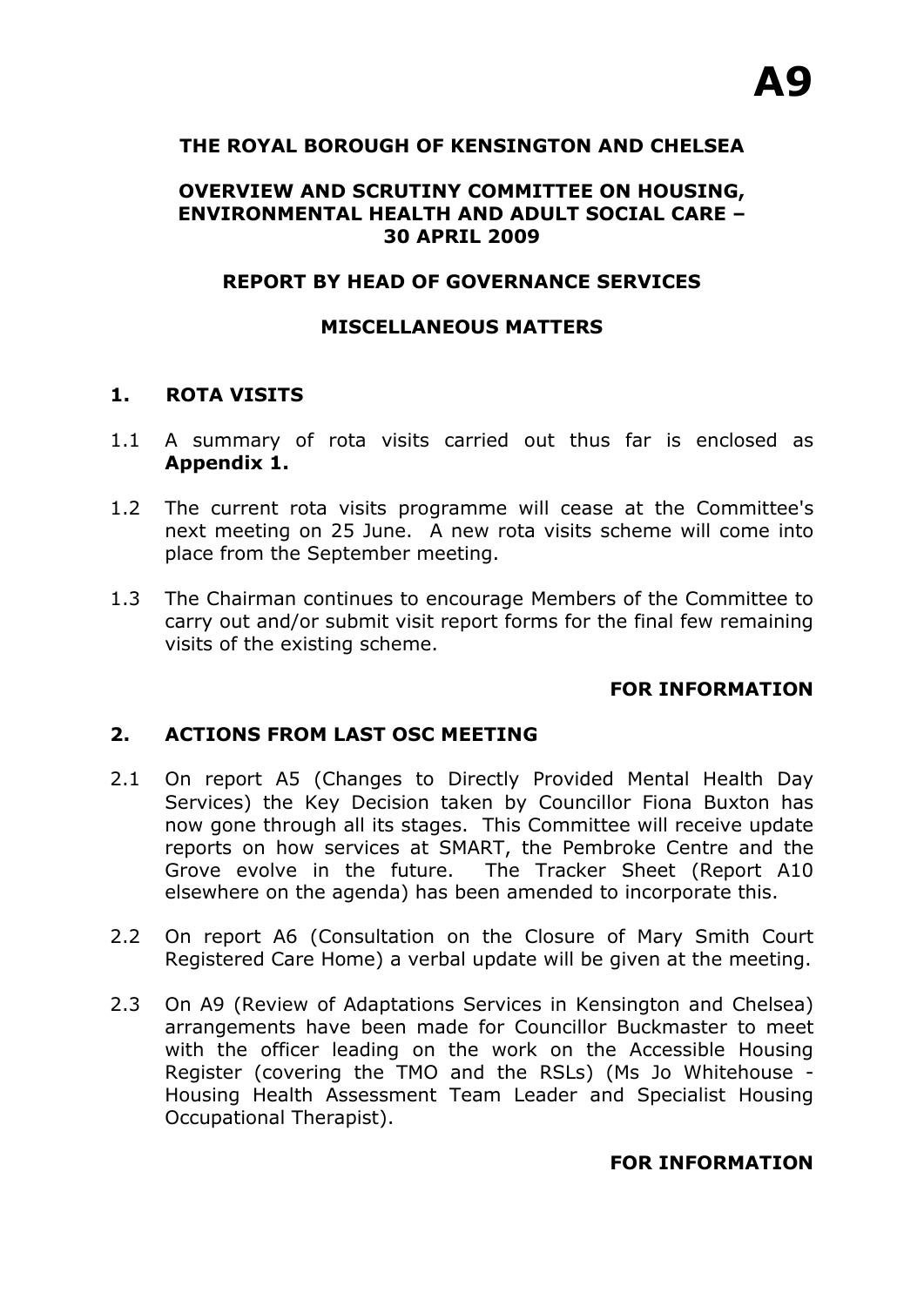**A9**

**THE ROYAL BOROUGH OF KENSINGTON AND CHELSEA**

**OVERVIEW AND SCRUTINY COMMITTEE ON HOUSING, ENVIRONMENTAL HEALTH AND ADULT SOCIAL CARE – 30 APRIL 2009**

**REPORT BY HEAD OF GOVERNANCE SERVICES**

**MISCELLANEOUS MATTERS**

## 1. ROTA VISITS

1.1 A summary of rota visits carried out thus far is enclosed as **Appendix 1.**

1.2 The current rota visits programme will cease at the Committee's next meeting on 25 June. A new rota visits scheme will come into place from the September meeting.

1.3 The Chairman continues to encourage Members of the Committee to carry out and/or submit visit report forms for the final few remaining visits of the existing scheme.

**FOR INFORMATION**

## 2. ACTIONS FROM LAST OSC MEETING

2.1 On report A5 (Changes to Directly Provided Mental Health Day Services) the Key Decision taken by Councillor Fiona Buxton has now gone through all its stages. This Committee will receive update reports on how services at SMART, the Pembroke Centre and the Grove evolve in the future. The Tracker Sheet (Report A10 elsewhere on the agenda) has been amended to incorporate this.

2.2 On report A6 (Consultation on the Closure of Mary Smith Court Registered Care Home) a verbal update will be given at the meeting.

2.3 On A9 (Review of Adaptations Services in Kensington and Chelsea) arrangements have been made for Councillor Buckmaster to meet with the officer leading on the work on the Accessible Housing Register (covering the TMO and the RSLs) (Ms Jo Whitehouse - Housing Health Assessment Team Leader and Specialist Housing Occupational Therapist).

**FOR INFORMATION**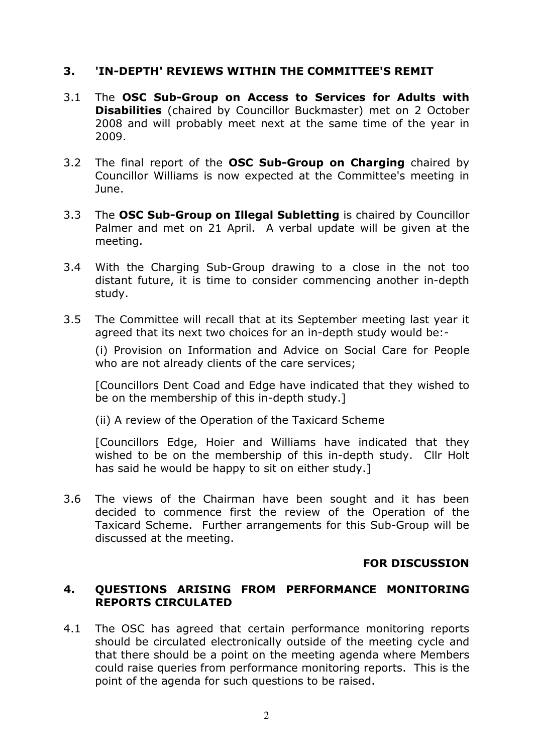## 3. 'IN-DEPTH' REVIEWS WITHIN THE COMMITTEE'S REMIT

3.1 The **OSC Sub-Group on Access to Services for Adults with Disabilities** (chaired by Councillor Buckmaster) met on 2 October 2008 and will probably meet next at the same time of the year in 2009.

3.2 The final report of the **OSC Sub-Group on Charging** chaired by Councillor Williams is now expected at the Committee's meeting in June.

3.3 The **OSC Sub-Group on Illegal Subletting** is chaired by Councillor Palmer and met on 21 April. A verbal update will be given at the meeting.

3.4 With the Charging Sub-Group drawing to a close in the not too distant future, it is time to consider commencing another in-depth study.

3.5 The Committee will recall that at its September meeting last year it agreed that its next two choices for an in-depth study would be:-

(i) Provision on Information and Advice on Social Care for People who are not already clients of the care services;

[Councillors Dent Coad and Edge have indicated that they wished to be on the membership of this in-depth study.]

(ii) A review of the Operation of the Taxicard Scheme

[Councillors Edge, Hoier and Williams have indicated that they wished to be on the membership of this in-depth study. Cllr Holt has said he would be happy to sit on either study.]

3.6 The views of the Chairman have been sought and it has been decided to commence first the review of the Operation of the Taxicard Scheme. Further arrangements for this Sub-Group will be discussed at the meeting.

**FOR DISCUSSION**

## 4. QUESTIONS ARISING FROM PERFORMANCE MONITORING REPORTS CIRCULATED

4.1 The OSC has agreed that certain performance monitoring reports should be circulated electronically outside of the meeting cycle and that there should be a point on the meeting agenda where Members could raise queries from performance monitoring reports. This is the point of the agenda for such questions to be raised.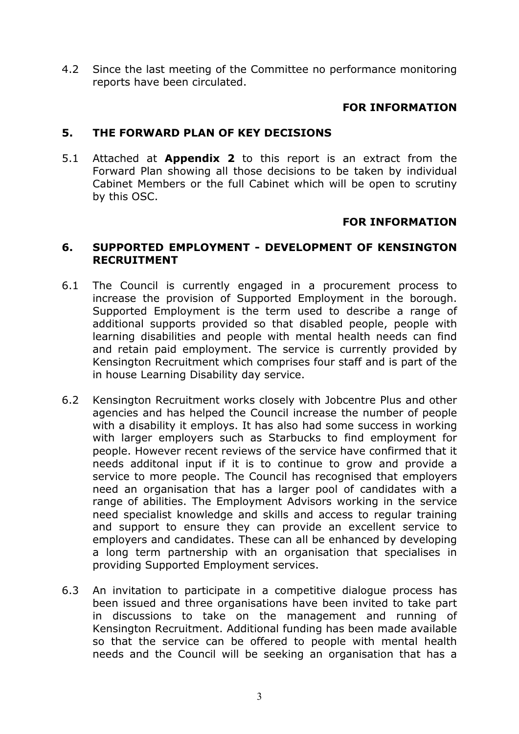4.2 Since the last meeting of the Committee no performance monitoring reports have been circulated.

**FOR INFORMATION**

## 5. THE FORWARD PLAN OF KEY DECISIONS

5.1 Attached at **Appendix 2** to this report is an extract from the Forward Plan showing all those decisions to be taken by individual Cabinet Members or the full Cabinet which will be open to scrutiny by this OSC.

**FOR INFORMATION**

## 6. SUPPORTED EMPLOYMENT - DEVELOPMENT OF KENSINGTON RECRUITMENT

6.1 The Council is currently engaged in a procurement process to increase the provision of Supported Employment in the borough. Supported Employment is the term used to describe a range of additional supports provided so that disabled people, people with learning disabilities and people with mental health needs can find and retain paid employment. The service is currently provided by Kensington Recruitment which comprises four staff and is part of the in house Learning Disability day service.

6.2 Kensington Recruitment works closely with Jobcentre Plus and other agencies and has helped the Council increase the number of people with a disability it employs. It has also had some success in working with larger employers such as Starbucks to find employment for people. However recent reviews of the service have confirmed that it needs additonal input if it is to continue to grow and provide a service to more people. The Council has recognised that employers need an organisation that has a larger pool of candidates with a range of abilities. The Employment Advisors working in the service need specialist knowledge and skills and access to regular training and support to ensure they can provide an excellent service to employers and candidates. These can all be enhanced by developing a long term partnership with an organisation that specialises in providing Supported Employment services.

6.3 An invitation to participate in a competitive dialogue process has been issued and three organisations have been invited to take part in discussions to take on the management and running of Kensington Recruitment. Additional funding has been made available so that the service can be offered to people with mental health needs and the Council will be seeking an organisation that has a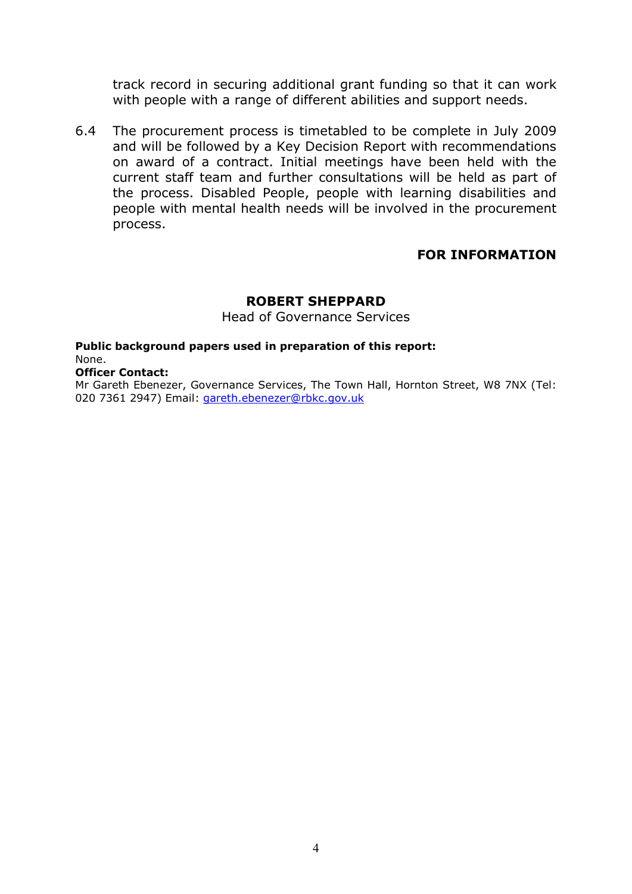track record in securing additional grant funding so that it can work with people with a range of different abilities and support needs.

6.4 The procurement process is timetabled to be complete in July 2009 and will be followed by a Key Decision Report with recommendations on award of a contract. Initial meetings have been held with the current staff team and further consultations will be held as part of the process. Disabled People, people with learning disabilities and people with mental health needs will be involved in the procurement process.

**FOR INFORMATION**

**ROBERT SHEPPARD**
Head of Governance Services

**Public background papers used in preparation of this report:**
None.
**Officer Contact:**
Mr Gareth Ebenezer, Governance Services, The Town Hall, Hornton Street, W8 7NX (Tel: 020 7361 2947) Email: gareth.ebenezer@rbkc.gov.uk